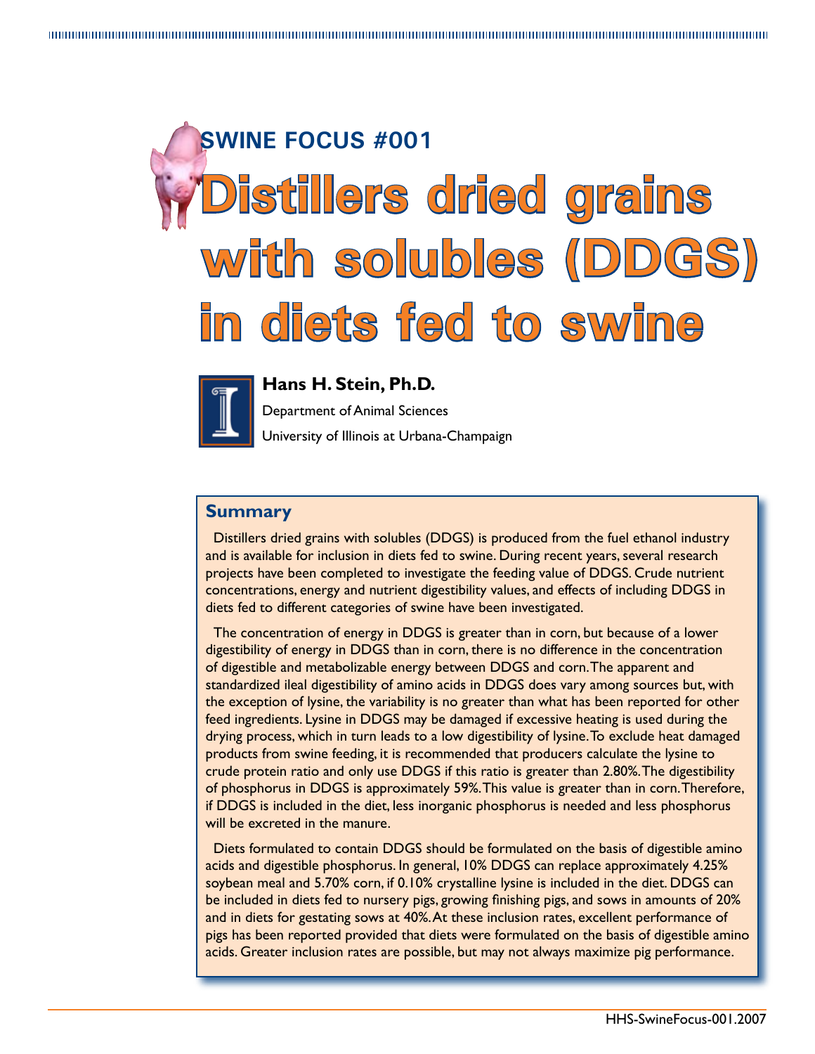SWINE FOCUS #001

# Distillers dried grains with solubles (DDGS) in diets fed to swine

**Hans H. Stein, Ph.D.**

Department of Animal Sciences

University of Illinois at Urbana-Champaign

## Summary

Distillers dried grains with solubles (DDGS) is produced from the fuel ethanol industry and is available for inclusion in diets fed to swine. During recent years, several research projects have been completed to investigate the feeding value of DDGS. Crude nutrient concentrations, energy and nutrient digestibility values, and effects of including DDGS in diets fed to different categories of swine have been investigated.

The concentration of energy in DDGS is greater than in corn, but because of a lower digestibility of energy in DDGS than in corn, there is no difference in the concentration of digestible and metabolizable energy between DDGS and corn. The apparent and standardized ileal digestibility of amino acids in DDGS does vary among sources but, with the exception of lysine, the variability is no greater than what has been reported for other feed ingredients. Lysine in DDGS may be damaged if excessive heating is used during the drying process, which in turn leads to a low digestibility of lysine. To exclude heat damaged products from swine feeding, it is recommended that producers calculate the lysine to crude protein ratio and only use DDGS if this ratio is greater than 2.80%. The digestibility of phosphorus in DDGS is approximately 59%. This value is greater than in corn. Therefore, if DDGS is included in the diet, less inorganic phosphorus is needed and less phosphorus will be excreted in the manure.

Diets formulated to contain DDGS should be formulated on the basis of digestible amino acids and digestible phosphorus. In general, 10% DDGS can replace approximately 4.25% soybean meal and 5.70% corn, if 0.10% crystalline lysine is included in the diet. DDGS can be included in diets fed to nursery pigs, growing finishing pigs, and sows in amounts of 20% and in diets for gestating sows at 40%. At these inclusion rates, excellent performance of pigs has been reported provided that diets were formulated on the basis of digestible amino acids. Greater inclusion rates are possible, but may not always maximize pig performance.

HHS-SwineFocus-001.2007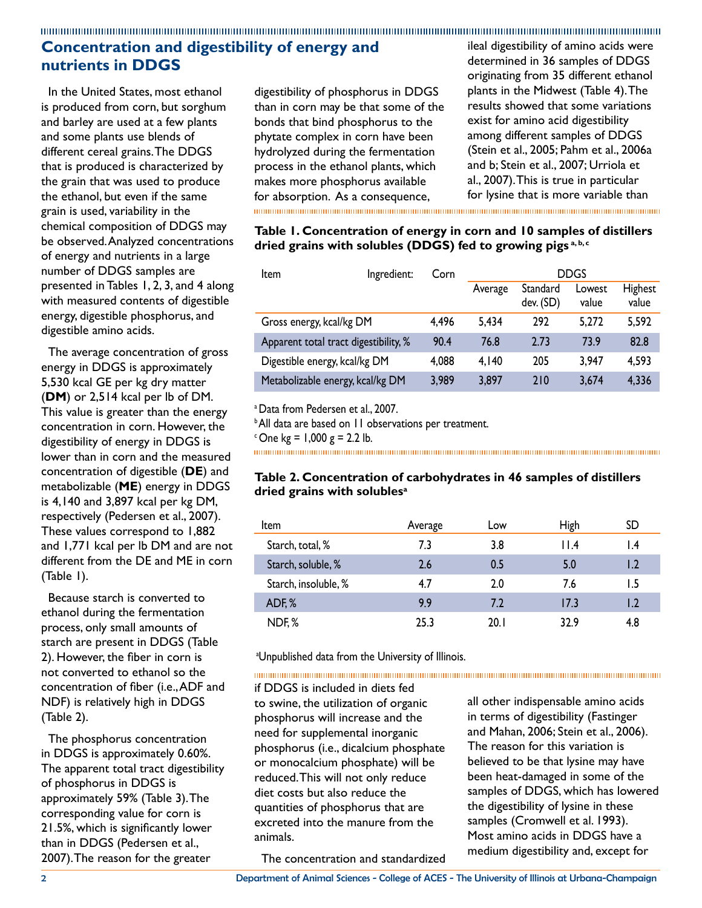## Concentration and digestibility of energy and nutrients in DDGS

In the United States, most ethanol is produced from corn, but sorghum and barley are used at a few plants and some plants use blends of different cereal grains. The DDGS that is produced is characterized by the grain that was used to produce the ethanol, but even if the same grain is used, variability in the chemical composition of DDGS may be observed. Analyzed concentrations of energy and nutrients in a large number of DDGS samples are presented in Tables 1, 2, 3, and 4 along with measured contents of digestible energy, digestible phosphorus, and digestible amino acids.

The average concentration of gross energy in DDGS is approximately 5,530 kcal GE per kg dry matter (**DM**) or 2,514 kcal per lb of DM. This value is greater than the energy concentration in corn. However, the digestibility of energy in DDGS is lower than in corn and the measured concentration of digestible (**DE**) and metabolizable (**ME**) energy in DDGS is 4,140 and 3,897 kcal per kg DM, respectively (Pedersen et al., 2007). These values correspond to 1,882 and 1,771 kcal per lb DM and are not different from the DE and ME in corn (Table 1).

Because starch is converted to ethanol during the fermentation process, only small amounts of starch are present in DDGS (Table 2). However, the fiber in corn is not converted to ethanol so the concentration of fiber (i.e., ADF and NDF) is relatively high in DDGS (Table 2).

The phosphorus concentration in DDGS is approximately 0.60%. The apparent total tract digestibility of phosphorus in DDGS is approximately 59% (Table 3). The corresponding value for corn is 21.5%, which is significantly lower than in DDGS (Pedersen et al., 2007). The reason for the greater digestibility of phosphorus in DDGS than in corn may be that some of the bonds that bind phosphorus to the phytate complex in corn have been hydrolyzed during the fermentation process in the ethanol plants, which makes more phosphorus available for absorption. As a consequence, if DDGS is included in diets fed to swine, the utilization of organic phosphorus will increase and the need for supplemental inorganic phosphorus (i.e., dicalcium phosphate or monocalcium phosphate) will be reduced. This will not only reduce diet costs but also reduce the quantities of phosphorus that are excreted into the manure from the animals.

The concentration and standardized ileal digestibility of amino acids were determined in 36 samples of DDGS originating from 35 different ethanol plants in the Midwest (Table 4). The results showed that some variations exist for amino acid digestibility among different samples of DDGS (Stein et al., 2005; Pahm et al., 2006a and b; Stein et al., 2007; Urriola et al., 2007). This is true in particular for lysine that is more variable than all other indispensable amino acids in terms of digestibility (Fastinger and Mahan, 2006; Stein et al., 2006). The reason for this variation is believed to be that lysine may have been heat-damaged in some of the samples of DDGS, which has lowered the digestibility of lysine in these samples (Cromwell et al. 1993). Most amino acids in DDGS have a medium digestibility and, except for

**Table 1. Concentration of energy in corn and 10 samples of distillers dried grains with solubles (DDGS) fed to growing pigs [a, b, c]**

| Item | Ingredient: Corn | DDGS | | | |
|---|---|---|---|---|---|
| | | Average | Standard dev. (SD) | Lowest value | Highest value |
| Gross energy, kcal/kg DM | 4,496 | 5,434 | 292 | 5,272 | 5,592 |
| Apparent total tract digestibility, % | 90.4 | 76.8 | 2.73 | 73.9 | 82.8 |
| Digestible energy, kcal/kg DM | 4,088 | 4,140 | 205 | 3,947 | 4,593 |
| Metabolizable energy, kcal/kg DM | 3,989 | 3,897 | 210 | 3,674 | 4,336 |

[a] Data from Pedersen et al., 2007.
[b] All data are based on 11 observations per treatment.
[c] One kg = 1,000 g = 2.2 lb.

**Table 2. Concentration of carbohydrates in 46 samples of distillers dried grains with solubles[a]**

| Item | Average | Low | High | SD |
|---|---|---|---|---|
| Starch, total, % | 7.3 | 3.8 | 11.4 | 1.4 |
| Starch, soluble, % | 2.6 | 0.5 | 5.0 | 1.2 |
| Starch, insoluble, % | 4.7 | 2.0 | 7.6 | 1.5 |
| ADF, % | 9.9 | 7.2 | 17.3 | 1.2 |
| NDF, % | 25.3 | 20.1 | 32.9 | 4.8 |

[a] Unpublished data from the University of Illinois.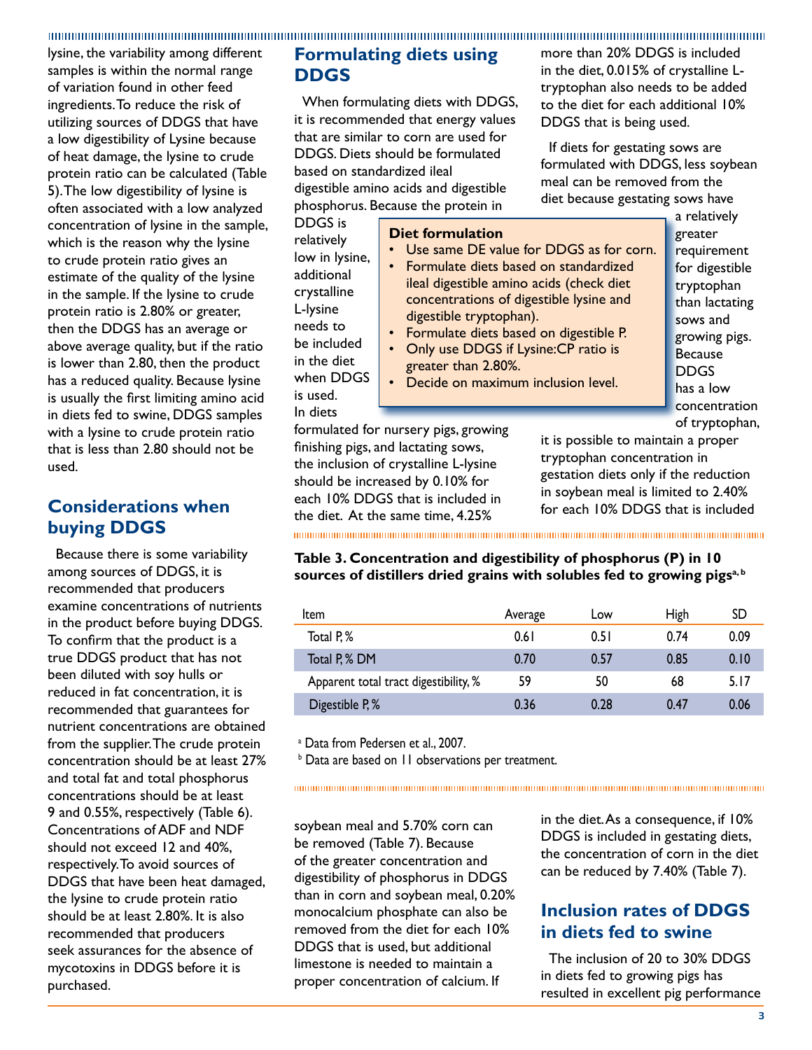lysine, the variability among different samples is within the normal range of variation found in other feed ingredients. To reduce the risk of utilizing sources of DDGS that have a low digestibility of Lysine because of heat damage, the lysine to crude protein ratio can be calculated (Table 5). The low digestibility of lysine is often associated with a low analyzed concentration of lysine in the sample, which is the reason why the lysine to crude protein ratio gives an estimate of the quality of the lysine in the sample. If the lysine to crude protein ratio is 2.80% or greater, then the DDGS has an average or above average quality, but if the ratio is lower than 2.80, then the product has a reduced quality. Because lysine is usually the first limiting amino acid in diets fed to swine, DDGS samples with a lysine to crude protein ratio that is less than 2.80 should not be used.

## Considerations when buying DDGS

Because there is some variability among sources of DDGS, it is recommended that producers examine concentrations of nutrients in the product before buying DDGS. To confirm that the product is a true DDGS product that has not been diluted with soy hulls or reduced in fat concentration, it is recommended that guarantees for nutrient concentrations are obtained from the supplier. The crude protein concentration should be at least 27% and total fat and total phosphorus concentrations should be at least 9 and 0.55%, respectively (Table 6). Concentrations of ADF and NDF should not exceed 12 and 40%, respectively. To avoid sources of DDGS that have been heat damaged, the lysine to crude protein ratio should be at least 2.80%. It is also recommended that producers seek assurances for the absence of mycotoxins in DDGS before it is purchased.

## Formulating diets using DDGS

When formulating diets with DDGS, it is recommended that energy values that are similar to corn are used for DDGS. Diets should be formulated based on standardized ileal digestible amino acids and digestible phosphorus. Because the protein in DDGS is relatively low in lysine, additional crystalline L-lysine needs to be included in the diet when DDGS is used. In diets formulated for nursery pigs, growing finishing pigs, and lactating sows, the inclusion of crystalline L-lysine should be increased by 0.10% for each 10% DDGS that is included in the diet. At the same time, 4.25% soybean meal and 5.70% corn can be removed (Table 7). Because of the greater concentration and digestibility of phosphorus in DDGS than in corn and soybean meal, 0.20% monocalcium phosphate can also be removed from the diet for each 10% DDGS that is used, but additional limestone is needed to maintain a proper concentration of calcium. If more than 20% DDGS is included in the diet, 0.015% of crystalline L-tryptophan also needs to be added to the diet for each additional 10% DDGS that is being used.

**Diet formulation**

- Use same DE value for DDGS as for corn.
- Formulate diets based on standardized ileal digestible amino acids (check diet concentrations of digestible lysine and digestible tryptophan).
- Formulate diets based on digestible P.
- Only use DDGS if Lysine:CP ratio is greater than 2.80%.
- Decide on maximum inclusion level.

If diets for gestating sows are formulated with DDGS, less soybean meal can be removed from the diet because gestating sows have a relatively greater requirement for digestible tryptophan than lactating sows and growing pigs. Because DDGS has a low concentration of tryptophan, it is possible to maintain a proper tryptophan concentration in gestation diets only if the reduction in soybean meal is limited to 2.40% for each 10% DDGS that is included in the diet. As a consequence, if 10% DDGS is included in gestating diets, the concentration of corn in the diet can be reduced by 7.40% (Table 7).

**Table 3. Concentration and digestibility of phosphorus (P) in 10 sources of distillers dried grains with solubles fed to growing pigs[a, b]**

| Item | Average | Low | High | SD |
|---|---|---|---|---|
| Total P, % | 0.61 | 0.51 | 0.74 | 0.09 |
| Total P, % DM | 0.70 | 0.57 | 0.85 | 0.10 |
| Apparent total tract digestibility, % | 59 | 50 | 68 | 5.17 |
| Digestible P, % | 0.36 | 0.28 | 0.47 | 0.06 |

[a] Data from Pedersen et al., 2007.

[b] Data are based on 11 observations per treatment.

## Inclusion rates of DDGS in diets fed to swine

The inclusion of 20 to 30% DDGS in diets fed to growing pigs has resulted in excellent pig performance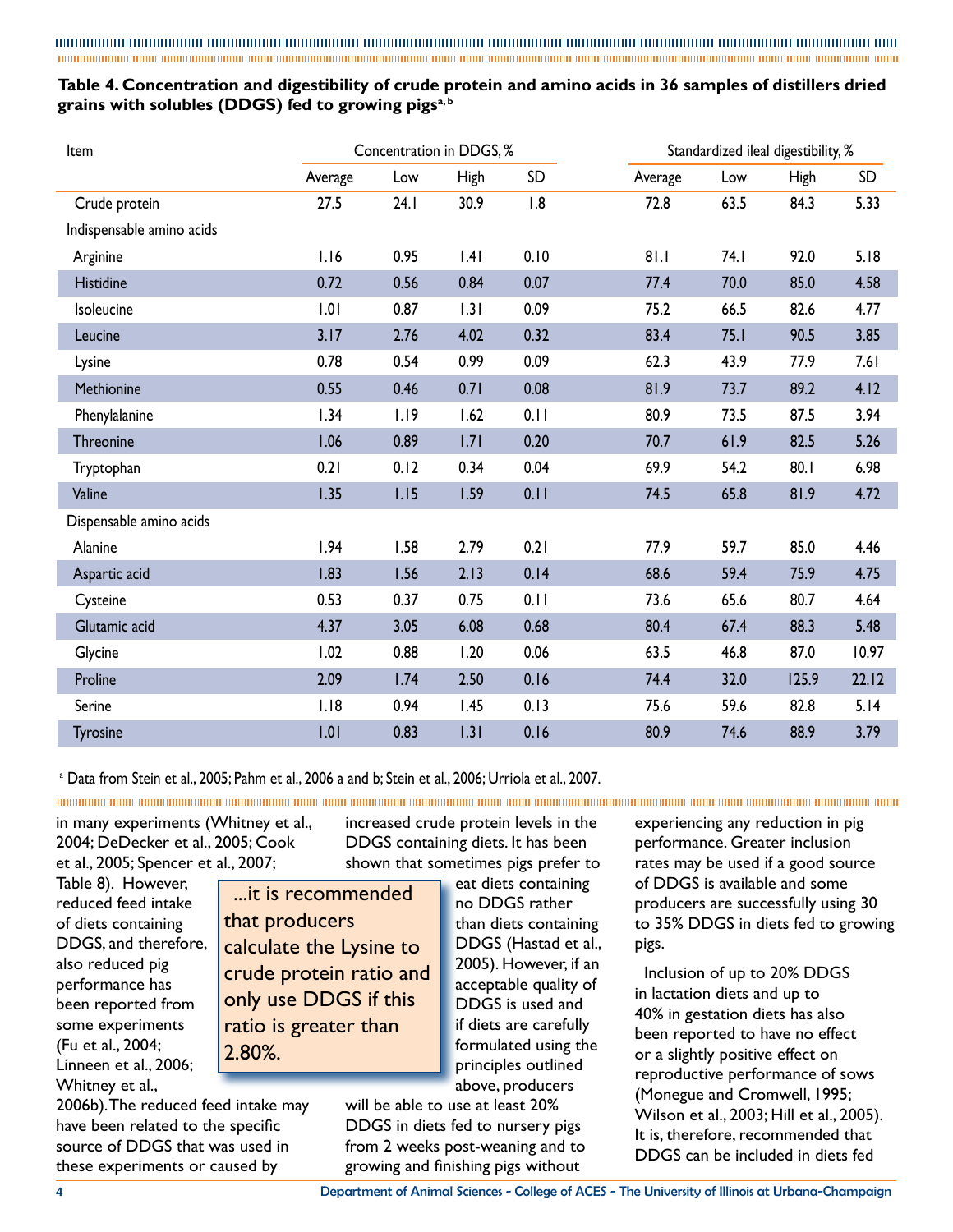**Table 4. Concentration and digestibility of crude protein and amino acids in 36 samples of distillers dried grains with solubles (DDGS) fed to growing pigs[a, b]**

| Item | Concentration in DDGS, % | | | | Standardized ileal digestibility, % | | | |
|---|---|---|---|---|---|---|---|---|
| | Average | Low | High | SD | Average | Low | High | SD |
| Crude protein | 27.5 | 24.1 | 30.9 | 1.8 | 72.8 | 63.5 | 84.3 | 5.33 |
| Indispensable amino acids | | | | | | | | |
| Arginine | 1.16 | 0.95 | 1.41 | 0.10 | 81.1 | 74.1 | 92.0 | 5.18 |
| Histidine | 0.72 | 0.56 | 0.84 | 0.07 | 77.4 | 70.0 | 85.0 | 4.58 |
| Isoleucine | 1.01 | 0.87 | 1.31 | 0.09 | 75.2 | 66.5 | 82.6 | 4.77 |
| Leucine | 3.17 | 2.76 | 4.02 | 0.32 | 83.4 | 75.1 | 90.5 | 3.85 |
| Lysine | 0.78 | 0.54 | 0.99 | 0.09 | 62.3 | 43.9 | 77.9 | 7.61 |
| Methionine | 0.55 | 0.46 | 0.71 | 0.08 | 81.9 | 73.7 | 89.2 | 4.12 |
| Phenylalanine | 1.34 | 1.19 | 1.62 | 0.11 | 80.9 | 73.5 | 87.5 | 3.94 |
| Threonine | 1.06 | 0.89 | 1.71 | 0.20 | 70.7 | 61.9 | 82.5 | 5.26 |
| Tryptophan | 0.21 | 0.12 | 0.34 | 0.04 | 69.9 | 54.2 | 80.1 | 6.98 |
| Valine | 1.35 | 1.15 | 1.59 | 0.11 | 74.5 | 65.8 | 81.9 | 4.72 |
| Dispensable amino acids | | | | | | | | |
| Alanine | 1.94 | 1.58 | 2.79 | 0.21 | 77.9 | 59.7 | 85.0 | 4.46 |
| Aspartic acid | 1.83 | 1.56 | 2.13 | 0.14 | 68.6 | 59.4 | 75.9 | 4.75 |
| Cysteine | 0.53 | 0.37 | 0.75 | 0.11 | 73.6 | 65.6 | 80.7 | 4.64 |
| Glutamic acid | 4.37 | 3.05 | 6.08 | 0.68 | 80.4 | 67.4 | 88.3 | 5.48 |
| Glycine | 1.02 | 0.88 | 1.20 | 0.06 | 63.5 | 46.8 | 87.0 | 10.97 |
| Proline | 2.09 | 1.74 | 2.50 | 0.16 | 74.4 | 32.0 | 125.9 | 22.12 |
| Serine | 1.18 | 0.94 | 1.45 | 0.13 | 75.6 | 59.6 | 82.8 | 5.14 |
| Tyrosine | 1.01 | 0.83 | 1.31 | 0.16 | 80.9 | 74.6 | 88.9 | 3.79 |

[a] Data from Stein et al., 2005; Pahm et al., 2006 a and b; Stein et al., 2006; Urriola et al., 2007.

in many experiments (Whitney et al., 2004; DeDecker et al., 2005; Cook et al., 2005; Spencer et al., 2007; Table 8). However, reduced feed intake of diets containing DDGS, and therefore, also reduced pig performance has been reported from some experiments (Fu et al., 2004; Linneen et al., 2006; Whitney et al., 2006b). The reduced feed intake may have been related to the specific source of DDGS that was used in these experiments or caused by increased crude protein levels in the DDGS containing diets. It has been shown that sometimes pigs prefer to eat diets containing no DDGS rather than diets containing DDGS (Hastad et al., 2005). However, if an acceptable quality of DDGS is used and if diets are carefully formulated using the principles outlined above, producers will be able to use at least 20% DDGS in diets fed to nursery pigs from 2 weeks post-weaning and to growing and finishing pigs without experiencing any reduction in pig performance. Greater inclusion rates may be used if a good source of DDGS is available and some producers are successfully using 30 to 35% DDGS in diets fed to growing pigs.

> ...it is recommended that producers calculate the Lysine to crude protein ratio and only use DDGS if this ratio is greater than 2.80%.

Inclusion of up to 20% DDGS in lactation diets and up to 40% in gestation diets has also been reported to have no effect or a slightly positive effect on reproductive performance of sows (Monegue and Cromwell, 1995; Wilson et al., 2003; Hill et al., 2005). It is, therefore, recommended that DDGS can be included in diets fed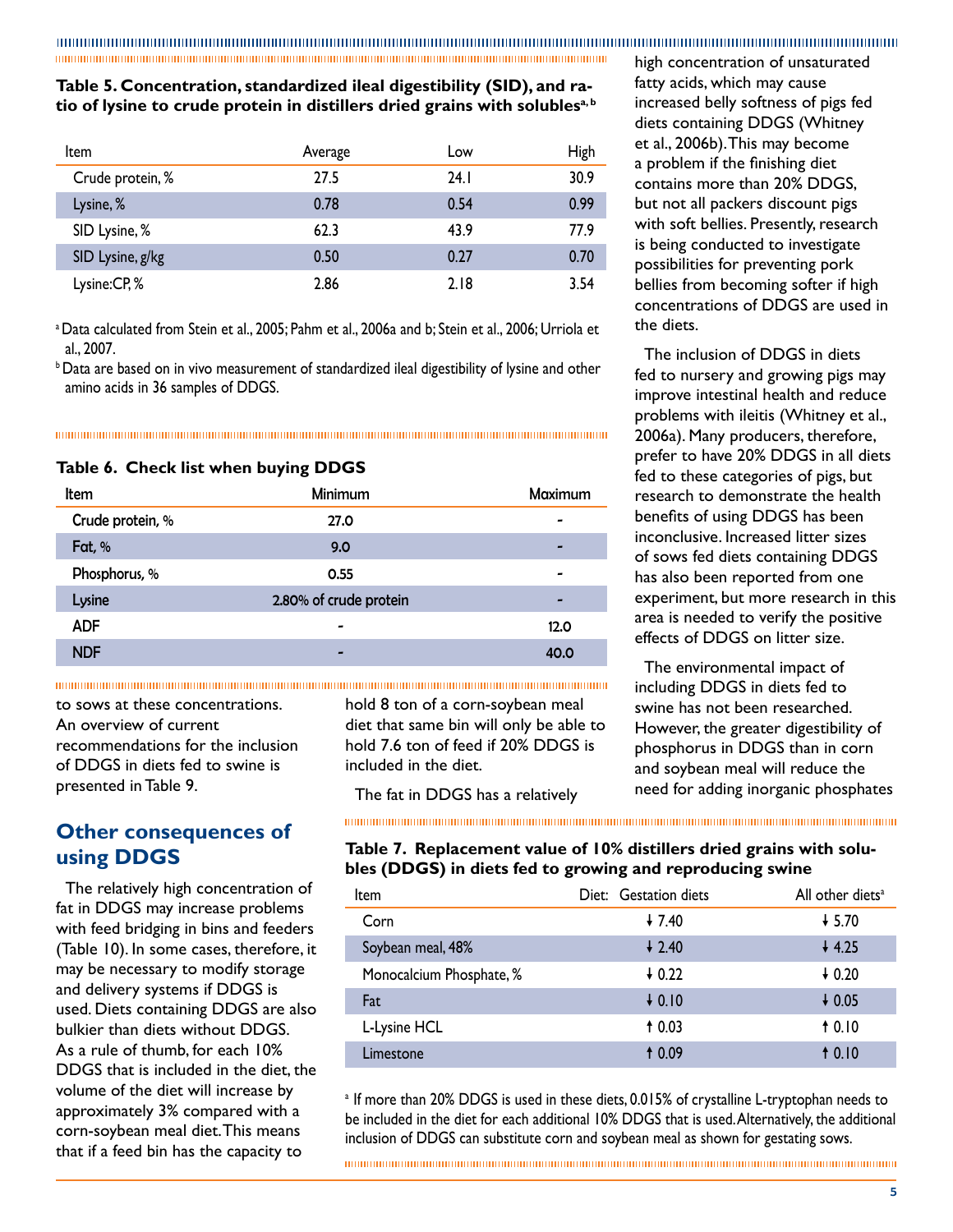**Table 5. Concentration, standardized ileal digestibility (SID), and ratio of lysine to crude protein in distillers dried grains with solubles[a, b]**

| Item | Average | Low | High |
|---|---|---|---|
| Crude protein, % | 27.5 | 24.1 | 30.9 |
| Lysine, % | 0.78 | 0.54 | 0.99 |
| SID Lysine, % | 62.3 | 43.9 | 77.9 |
| SID Lysine, g/kg | 0.50 | 0.27 | 0.70 |
| Lysine:CP, % | 2.86 | 2.18 | 3.54 |

[a] Data calculated from Stein et al., 2005; Pahm et al., 2006a and b; Stein et al., 2006; Urriola et al., 2007.

[b] Data are based on in vivo measurement of standardized ileal digestibility of lysine and other amino acids in 36 samples of DDGS.

**Table 6. Check list when buying DDGS**

| Item | Minimum | Maximum |
|---|---|---|
| Crude protein, % | 27.0 | - |
| Fat, % | 9.0 | - |
| Phosphorus, % | 0.55 | - |
| Lysine | 2.80% of crude protein | - |
| ADF | - | 12.0 |
| NDF | - | 40.0 |

to sows at these concentrations. An overview of current recommendations for the inclusion of DDGS in diets fed to swine is presented in Table 9.

## Other consequences of using DDGS

The relatively high concentration of fat in DDGS may increase problems with feed bridging in bins and feeders (Table 10). In some cases, therefore, it may be necessary to modify storage and delivery systems if DDGS is used. Diets containing DDGS are also bulkier than diets without DDGS. As a rule of thumb, for each 10% DDGS that is included in the diet, the volume of the diet will increase by approximately 3% compared with a corn-soybean meal diet. This means that if a feed bin has the capacity to hold 8 ton of a corn-soybean meal diet that same bin will only be able to hold 7.6 ton of feed if 20% DDGS is included in the diet.

The fat in DDGS has a relatively high concentration of unsaturated fatty acids, which may cause increased belly softness of pigs fed diets containing DDGS (Whitney et al., 2006b). This may become a problem if the finishing diet contains more than 20% DDGS, but not all packers discount pigs with soft bellies. Presently, research is being conducted to investigate possibilities for preventing pork bellies from becoming softer if high concentrations of DDGS are used in the diets.

The inclusion of DDGS in diets fed to nursery and growing pigs may improve intestinal health and reduce problems with ileitis (Whitney et al., 2006a). Many producers, therefore, prefer to have 20% DDGS in all diets fed to these categories of pigs, but research to demonstrate the health benefits of using DDGS has been inconclusive. Increased litter sizes of sows fed diets containing DDGS has also been reported from one experiment, but more research in this area is needed to verify the positive effects of DDGS on litter size.

The environmental impact of including DDGS in diets fed to swine has not been researched. However, the greater digestibility of phosphorus in DDGS than in corn and soybean meal will reduce the need for adding inorganic phosphates

**Table 7. Replacement value of 10% distillers dried grains with solubles (DDGS) in diets fed to growing and reproducing swine**

| Item | Diet: Gestation diets | All other diets[a] |
|---|---|---|
| Corn | ↓ 7.40 | ↓ 5.70 |
| Soybean meal, 48% | ↓ 2.40 | ↓ 4.25 |
| Monocalcium Phosphate, % | ↓ 0.22 | ↓ 0.20 |
| Fat | ↓ 0.10 | ↓ 0.05 |
| L-Lysine HCL | ↑ 0.03 | ↑ 0.10 |
| Limestone | ↑ 0.09 | ↑ 0.10 |

[a] If more than 20% DDGS is used in these diets, 0.015% of crystalline L-tryptophan needs to be included in the diet for each additional 10% DDGS that is used. Alternatively, the additional inclusion of DDGS can substitute corn and soybean meal as shown for gestating sows.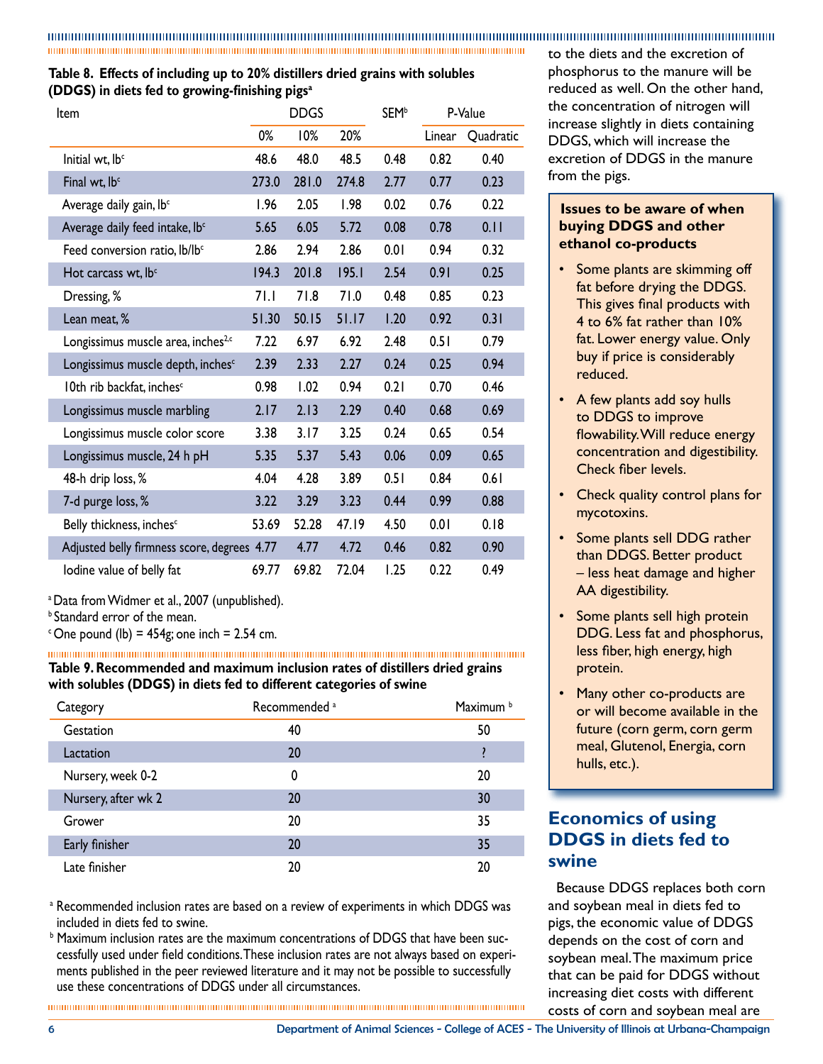**Table 8. Effects of including up to 20% distillers dried grains with solubles (DDGS) in diets fed to growing-finishing pigs[a]**

| Item | DDGS | | | SEM[b] | P-Value | |
|---|---|---|---|---|---|---|
| | 0% | 10% | 20% | | Linear | Quadratic |
| Initial wt, lb[c] | 48.6 | 48.0 | 48.5 | 0.48 | 0.82 | 0.40 |
| Final wt, lb[c] | 273.0 | 281.0 | 274.8 | 2.77 | 0.77 | 0.23 |
| Average daily gain, lb[c] | 1.96 | 2.05 | 1.98 | 0.02 | 0.76 | 0.22 |
| Average daily feed intake, lb[c] | 5.65 | 6.05 | 5.72 | 0.08 | 0.78 | 0.11 |
| Feed conversion ratio, lb/lb[c] | 2.86 | 2.94 | 2.86 | 0.01 | 0.94 | 0.32 |
| Hot carcass wt, lb[c] | 194.3 | 201.8 | 195.1 | 2.54 | 0.91 | 0.25 |
| Dressing, % | 71.1 | 71.8 | 71.0 | 0.48 | 0.85 | 0.23 |
| Lean meat, % | 51.30 | 50.15 | 51.17 | 1.20 | 0.92 | 0.31 |
| Longissimus muscle area, inches[2,c] | 7.22 | 6.97 | 6.92 | 2.48 | 0.51 | 0.79 |
| Longissimus muscle depth, inches[c] | 2.39 | 2.33 | 2.27 | 0.24 | 0.25 | 0.94 |
| 10th rib backfat, inches[c] | 0.98 | 1.02 | 0.94 | 0.21 | 0.70 | 0.46 |
| Longissimus muscle marbling | 2.17 | 2.13 | 2.29 | 0.40 | 0.68 | 0.69 |
| Longissimus muscle color score | 3.38 | 3.17 | 3.25 | 0.24 | 0.65 | 0.54 |
| Longissimus muscle, 24 h pH | 5.35 | 5.37 | 5.43 | 0.06 | 0.09 | 0.65 |
| 48-h drip loss, % | 4.04 | 4.28 | 3.89 | 0.51 | 0.84 | 0.61 |
| 7-d purge loss, % | 3.22 | 3.29 | 3.23 | 0.44 | 0.99 | 0.88 |
| Belly thickness, inches[c] | 53.69 | 52.28 | 47.19 | 4.50 | 0.01 | 0.18 |
| Adjusted belly firmness score, degrees | 4.77 | 4.77 | 4.72 | 0.46 | 0.82 | 0.90 |
| Iodine value of belly fat | 69.77 | 69.82 | 72.04 | 1.25 | 0.22 | 0.49 |

[a] Data from Widmer et al., 2007 (unpublished).
[b] Standard error of the mean.
[c] One pound (lb) = 454g; one inch = 2.54 cm.

**Table 9. Recommended and maximum inclusion rates of distillers dried grains with solubles (DDGS) in diets fed to different categories of swine**

| Category | Recommended [a] | Maximum [b] |
|---|---|---|
| Gestation | 40 | 50 |
| Lactation | 20 | ? |
| Nursery, week 0-2 | 0 | 20 |
| Nursery, after wk 2 | 20 | 30 |
| Grower | 20 | 35 |
| Early finisher | 20 | 35 |
| Late finisher | 20 | 20 |

[a] Recommended inclusion rates are based on a review of experiments in which DDGS was included in diets fed to swine.
[b] Maximum inclusion rates are the maximum concentrations of DDGS that have been successfully used under field conditions. These inclusion rates are not always based on experiments published in the peer reviewed literature and it may not be possible to successfully use these concentrations of DDGS under all circumstances.

to the diets and the excretion of phosphorus to the manure will be reduced as well. On the other hand, the concentration of nitrogen will increase slightly in diets containing DDGS, which will increase the excretion of DDGS in the manure from the pigs.

**Issues to be aware of when buying DDGS and other ethanol co-products**

- Some plants are skimming off fat before drying the DDGS. This gives final products with 4 to 6% fat rather than 10% fat. Lower energy value. Only buy if price is considerably reduced.
- A few plants add soy hulls to DDGS to improve flowability. Will reduce energy concentration and digestibility. Check fiber levels.
- Check quality control plans for mycotoxins.
- Some plants sell DDG rather than DDGS. Better product – less heat damage and higher AA digestibility.
- Some plants sell high protein DDG. Less fat and phosphorus, less fiber, high energy, high protein.
- Many other co-products are or will become available in the future (corn germ, corn germ meal, Glutenol, Energia, corn hulls, etc.).

## Economics of using DDGS in diets fed to swine

Because DDGS replaces both corn and soybean meal in diets fed to pigs, the economic value of DDGS depends on the cost of corn and soybean meal. The maximum price that can be paid for DDGS without increasing diet costs with different costs of corn and soybean meal are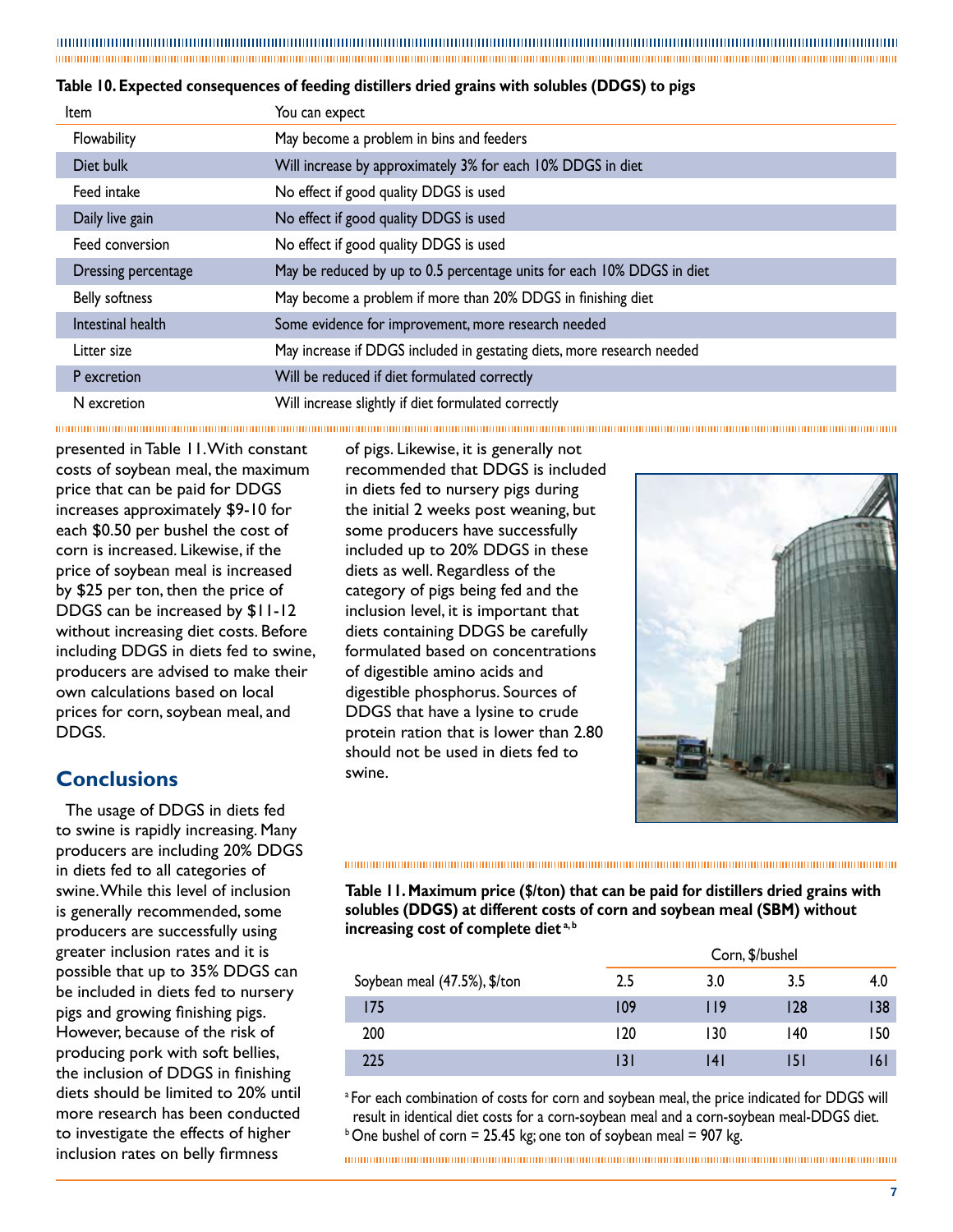**Table 10. Expected consequences of feeding distillers dried grains with solubles (DDGS) to pigs**

| Item | You can expect |
|---|---|
| Flowability | May become a problem in bins and feeders |
| Diet bulk | Will increase by approximately 3% for each 10% DDGS in diet |
| Feed intake | No effect if good quality DDGS is used |
| Daily live gain | No effect if good quality DDGS is used |
| Feed conversion | No effect if good quality DDGS is used |
| Dressing percentage | May be reduced by up to 0.5 percentage units for each 10% DDGS in diet |
| Belly softness | May become a problem if more than 20% DDGS in finishing diet |
| Intestinal health | Some evidence for improvement, more research needed |
| Litter size | May increase if DDGS included in gestating diets, more research needed |
| P excretion | Will be reduced if diet formulated correctly |
| N excretion | Will increase slightly if diet formulated correctly |

presented in Table 11. With constant costs of soybean meal, the maximum price that can be paid for DDGS increases approximately $9-10 for each $0.50 per bushel the cost of corn is increased. Likewise, if the price of soybean meal is increased by $25 per ton, then the price of DDGS can be increased by $11-12 without increasing diet costs. Before including DDGS in diets fed to swine, producers are advised to make their own calculations based on local prices for corn, soybean meal, and DDGS.

## Conclusions

The usage of DDGS in diets fed to swine is rapidly increasing. Many producers are including 20% DDGS in diets fed to all categories of swine. While this level of inclusion is generally recommended, some producers are successfully using greater inclusion rates and it is possible that up to 35% DDGS can be included in diets fed to nursery pigs and growing finishing pigs. However, because of the risk of producing pork with soft bellies, the inclusion of DDGS in finishing diets should be limited to 20% until more research has been conducted to investigate the effects of higher inclusion rates on belly firmness of pigs. Likewise, it is generally not recommended that DDGS is included in diets fed to nursery pigs during the initial 2 weeks post weaning, but some producers have successfully included up to 20% DDGS in these diets as well. Regardless of the category of pigs being fed and the inclusion level, it is important that diets containing DDGS be carefully formulated based on concentrations of digestible amino acids and digestible phosphorus. Sources of DDGS that have a lysine to crude protein ration that is lower than 2.80 should not be used in diets fed to swine.

**Table 11. Maximum price ($/ton) that can be paid for distillers dried grains with solubles (DDGS) at different costs of corn and soybean meal (SBM) without increasing cost of complete diet [a, b]**

| | Corn, $/bushel | | | |
|---|---|---|---|---|
| Soybean meal (47.5%), $/ton | 2.5 | 3.0 | 3.5 | 4.0 |
| 175 | 109 | 119 | 128 | 138 |
| 200 | 120 | 130 | 140 | 150 |
| 225 | 131 | 141 | 151 | 161 |

[a] For each combination of costs for corn and soybean meal, the price indicated for DDGS will result in identical diet costs for a corn-soybean meal and a corn-soybean meal-DDGS diet.
[b] One bushel of corn = 25.45 kg; one ton of soybean meal = 907 kg.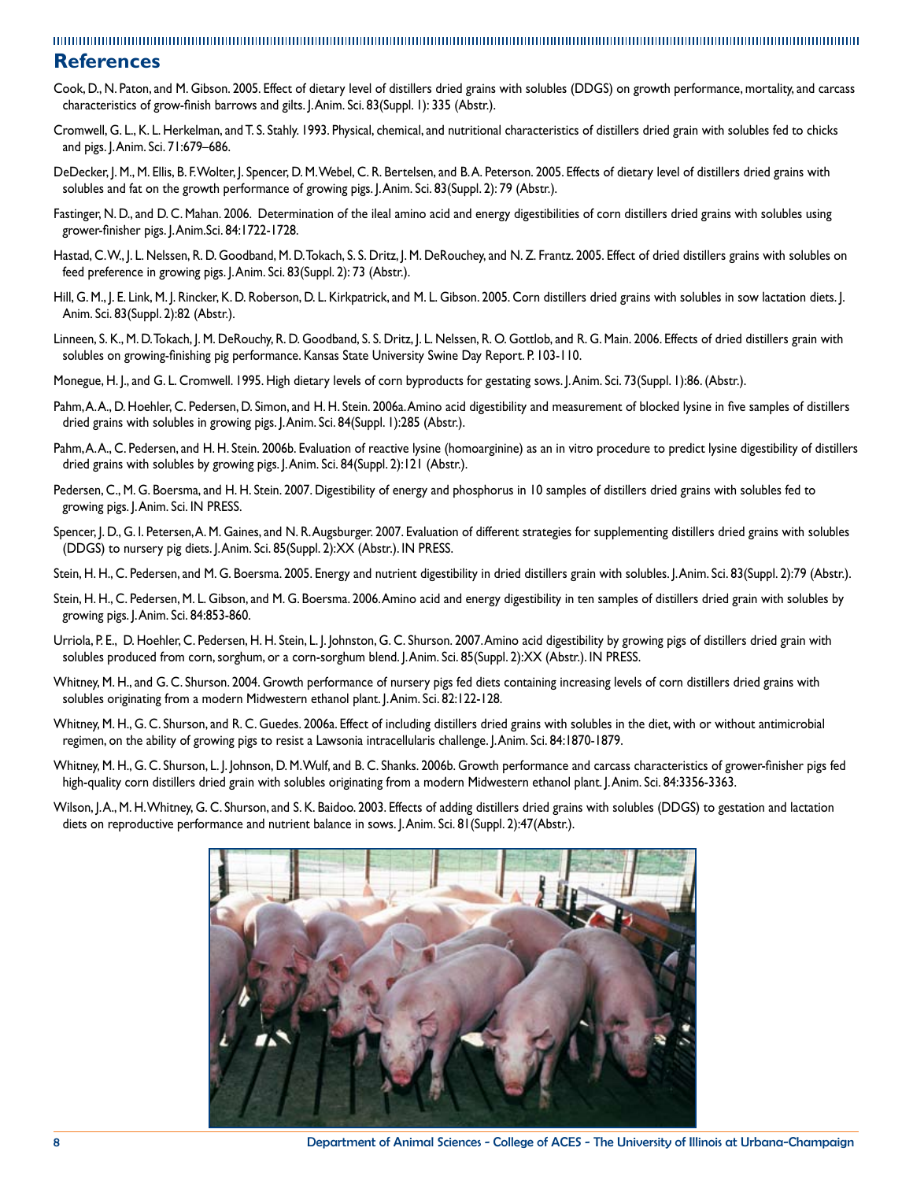## References

Cook, D., N. Paton, and M. Gibson. 2005. Effect of dietary level of distillers dried grains with solubles (DDGS) on growth performance, mortality, and carcass characteristics of grow-finish barrows and gilts. J. Anim. Sci. 83(Suppl. 1): 335 (Abstr.).

Cromwell, G. L., K. L. Herkelman, and T. S. Stahly. 1993. Physical, chemical, and nutritional characteristics of distillers dried grain with solubles fed to chicks and pigs. J. Anim. Sci. 71:679–686.

DeDecker, J. M., M. Ellis, B. F. Wolter, J. Spencer, D. M. Webel, C. R. Bertelsen, and B. A. Peterson. 2005. Effects of dietary level of distillers dried grains with solubles and fat on the growth performance of growing pigs. J. Anim. Sci. 83(Suppl. 2): 79 (Abstr.).

Fastinger, N. D., and D. C. Mahan. 2006. Determination of the ileal amino acid and energy digestibilities of corn distillers dried grains with solubles using grower-finisher pigs. J. Anim.Sci. 84:1722-1728.

Hastad, C. W., J. L. Nelssen, R. D. Goodband, M. D. Tokach, S. S. Dritz, J. M. DeRouchey, and N. Z. Frantz. 2005. Effect of dried distillers grains with solubles on feed preference in growing pigs. J. Anim. Sci. 83(Suppl. 2): 73 (Abstr.).

Hill, G. M., J. E. Link, M. J. Rincker, K. D. Roberson, D. L. Kirkpatrick, and M. L. Gibson. 2005. Corn distillers dried grains with solubles in sow lactation diets. J. Anim. Sci. 83(Suppl. 2):82 (Abstr.).

Linneen, S. K., M. D. Tokach, J. M. DeRouchy, R. D. Goodband, S. S. Dritz, J. L. Nelssen, R. O. Gottlob, and R. G. Main. 2006. Effects of dried distillers grain with solubles on growing-finishing pig performance. Kansas State University Swine Day Report. P. 103-110.

Monegue, H. J., and G. L. Cromwell. 1995. High dietary levels of corn byproducts for gestating sows. J. Anim. Sci. 73(Suppl. 1):86. (Abstr.).

Pahm, A. A., D. Hoehler, C. Pedersen, D. Simon, and H. H. Stein. 2006a. Amino acid digestibility and measurement of blocked lysine in five samples of distillers dried grains with solubles in growing pigs. J. Anim. Sci. 84(Suppl. 1):285 (Abstr.).

Pahm, A. A., C. Pedersen, and H. H. Stein. 2006b. Evaluation of reactive lysine (homoarginine) as an in vitro procedure to predict lysine digestibility of distillers dried grains with solubles by growing pigs. J. Anim. Sci. 84(Suppl. 2):121 (Abstr.).

Pedersen, C., M. G. Boersma, and H. H. Stein. 2007. Digestibility of energy and phosphorus in 10 samples of distillers dried grains with solubles fed to growing pigs. J. Anim. Sci. IN PRESS.

Spencer, J. D., G. I. Petersen, A. M. Gaines, and N. R. Augsburger. 2007. Evaluation of different strategies for supplementing distillers dried grains with solubles (DDGS) to nursery pig diets. J. Anim. Sci. 85(Suppl. 2):XX (Abstr.). IN PRESS.

Stein, H. H., C. Pedersen, and M. G. Boersma. 2005. Energy and nutrient digestibility in dried distillers grain with solubles. J. Anim. Sci. 83(Suppl. 2):79 (Abstr.).

Stein, H. H., C. Pedersen, M. L. Gibson, and M. G. Boersma. 2006. Amino acid and energy digestibility in ten samples of distillers dried grain with solubles by growing pigs. J. Anim. Sci. 84:853-860.

Urriola, P. E., D. Hoehler, C. Pedersen, H. H. Stein, L. J. Johnston, G. C. Shurson. 2007. Amino acid digestibility by growing pigs of distillers dried grain with solubles produced from corn, sorghum, or a corn-sorghum blend. J. Anim. Sci. 85(Suppl. 2):XX (Abstr.). IN PRESS.

Whitney, M. H., and G. C. Shurson. 2004. Growth performance of nursery pigs fed diets containing increasing levels of corn distillers dried grains with solubles originating from a modern Midwestern ethanol plant. J. Anim. Sci. 82:122-128.

Whitney, M. H., G. C. Shurson, and R. C. Guedes. 2006a. Effect of including distillers dried grains with solubles in the diet, with or without antimicrobial regimen, on the ability of growing pigs to resist a Lawsonia intracellularis challenge. J. Anim. Sci. 84:1870-1879.

Whitney, M. H., G. C. Shurson, L. J. Johnson, D. M. Wulf, and B. C. Shanks. 2006b. Growth performance and carcass characteristics of grower-finisher pigs fed high-quality corn distillers dried grain with solubles originating from a modern Midwestern ethanol plant. J. Anim. Sci. 84:3356-3363.

Wilson, J. A., M. H. Whitney, G. C. Shurson, and S. K. Baidoo. 2003. Effects of adding distillers dried grains with solubles (DDGS) to gestation and lactation diets on reproductive performance and nutrient balance in sows. J. Anim. Sci. 81(Suppl. 2):47(Abstr.).